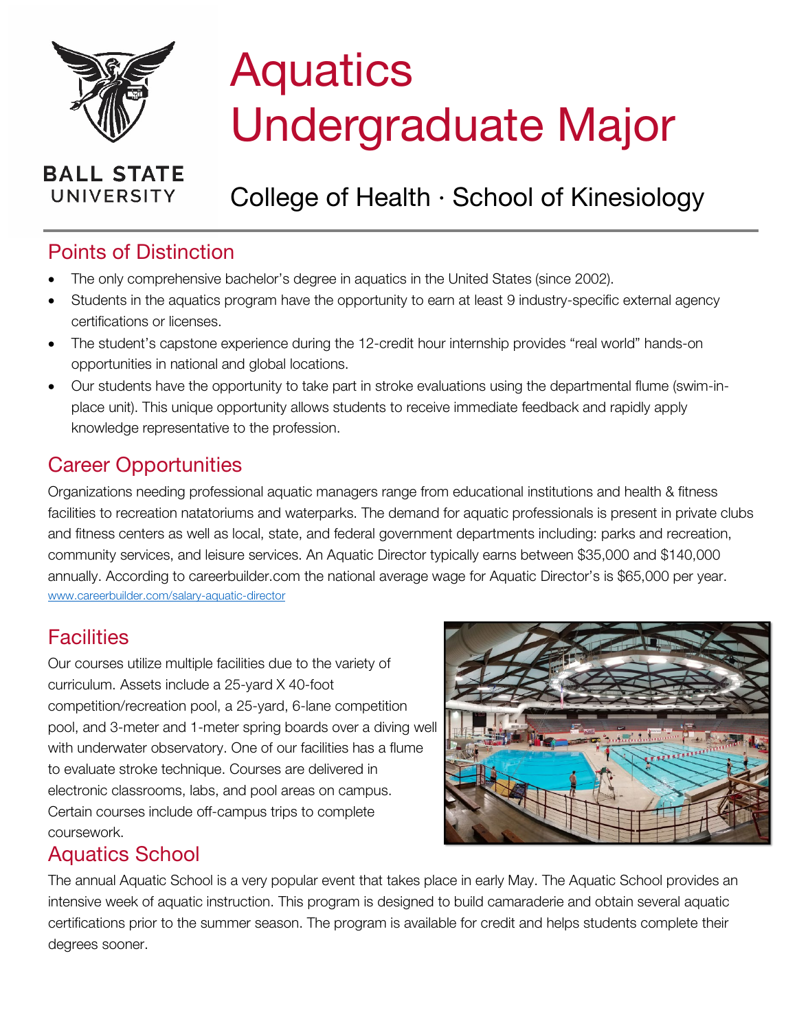**BALL STATE UNIVERSITY**

# Aquatics Undergraduate Major

College of Health · School of Kinesiology

## Points of Distinction

- The only comprehensive bachelor's degree in aquatics in the United States (since 2002).
- Students in the aquatics program have the opportunity to earn at least 9 industry-specific external agency certifications or licenses.
- The student's capstone experience during the 12-credit hour internship provides "real world" hands-on opportunities in national and global locations.
- Our students have the opportunity to take part in stroke evaluations using the departmental flume (swim-in-place unit). This unique opportunity allows students to receive immediate feedback and rapidly apply knowledge representative to the profession.

## Career Opportunities

Organizations needing professional aquatic managers range from educational institutions and health & fitness facilities to recreation natatoriums and waterparks. The demand for aquatic professionals is present in private clubs and fitness centers as well as local, state, and federal government departments including: parks and recreation, community services, and leisure services. An Aquatic Director typically earns between $35,000 and $140,000 annually. According to careerbuilder.com the national average wage for Aquatic Director's is $65,000 per year.
www.careerbuilder.com/salary-aquatic-director

## Facilities

Our courses utilize multiple facilities due to the variety of curriculum. Assets include a 25-yard X 40-foot competition/recreation pool, a 25-yard, 6-lane competition pool, and 3-meter and 1-meter spring boards over a diving well with underwater observatory. One of our facilities has a flume to evaluate stroke technique. Courses are delivered in electronic classrooms, labs, and pool areas on campus. Certain courses include off-campus trips to complete coursework.

## Aquatics School

The annual Aquatic School is a very popular event that takes place in early May. The Aquatic School provides an intensive week of aquatic instruction. This program is designed to build camaraderie and obtain several aquatic certifications prior to the summer season. The program is available for credit and helps students complete their degrees sooner.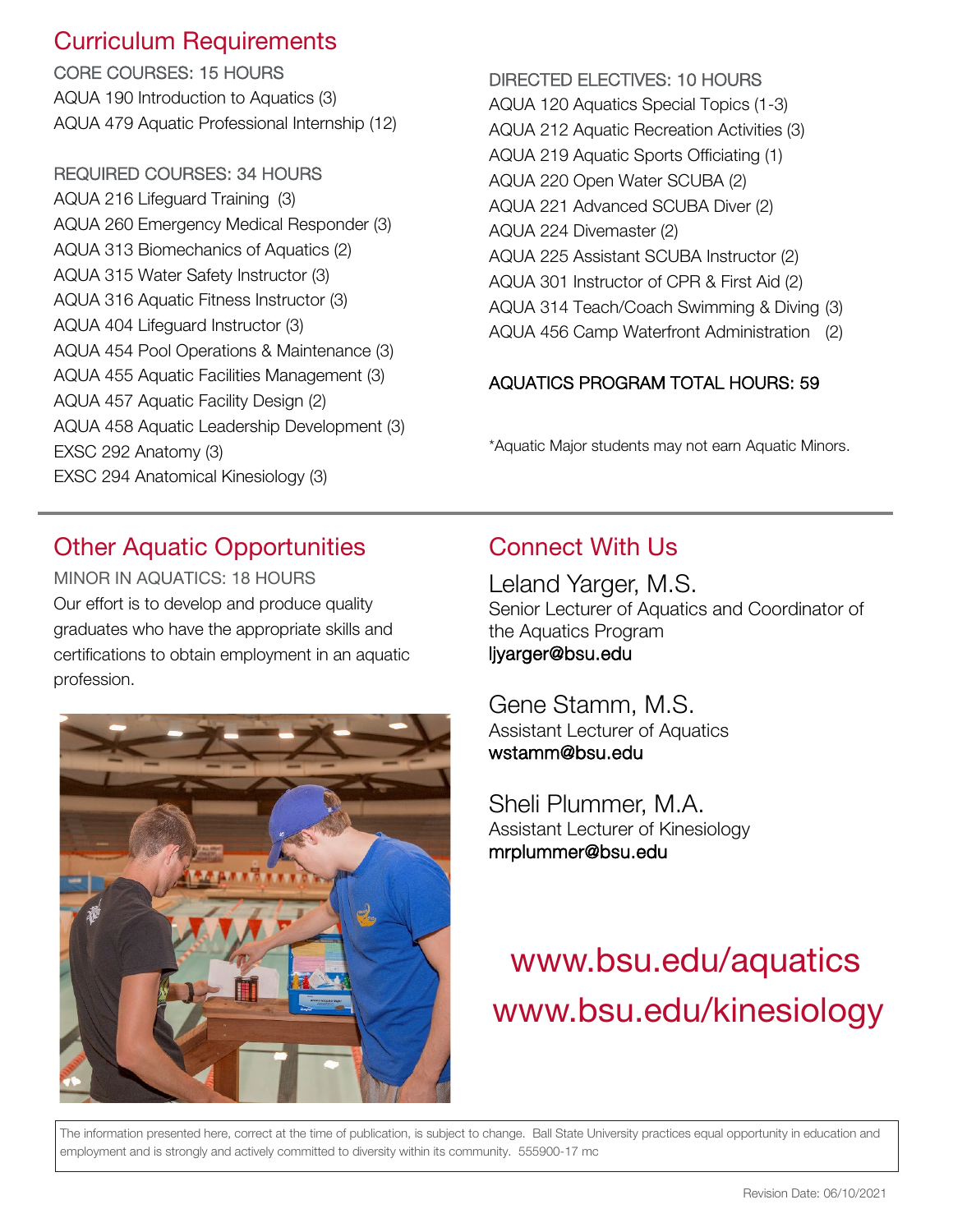## Curriculum Requirements

CORE COURSES: 15 HOURS

AQUA 190 Introduction to Aquatics (3)
AQUA 479 Aquatic Professional Internship (12)

REQUIRED COURSES: 34 HOURS

AQUA 216 Lifeguard Training (3)
AQUA 260 Emergency Medical Responder (3)
AQUA 313 Biomechanics of Aquatics (2)
AQUA 315 Water Safety Instructor (3)
AQUA 316 Aquatic Fitness Instructor (3)
AQUA 404 Lifeguard Instructor (3)
AQUA 454 Pool Operations & Maintenance (3)
AQUA 455 Aquatic Facilities Management (3)
AQUA 457 Aquatic Facility Design (2)
AQUA 458 Aquatic Leadership Development (3)
EXSC 292 Anatomy (3)
EXSC 294 Anatomical Kinesiology (3)

DIRECTED ELECTIVES: 10 HOURS

AQUA 120 Aquatics Special Topics (1-3)
AQUA 212 Aquatic Recreation Activities (3)
AQUA 219 Aquatic Sports Officiating (1)
AQUA 220 Open Water SCUBA (2)
AQUA 221 Advanced SCUBA Diver (2)
AQUA 224 Divemaster (2)
AQUA 225 Assistant SCUBA Instructor (2)
AQUA 301 Instructor of CPR & First Aid (2)
AQUA 314 Teach/Coach Swimming & Diving (3)
AQUA 456 Camp Waterfront Administration (2)

AQUATICS PROGRAM TOTAL HOURS: 59

*Aquatic Major students may not earn Aquatic Minors.

## Other Aquatic Opportunities

MINOR IN AQUATICS: 18 HOURS

Our effort is to develop and produce quality graduates who have the appropriate skills and certifications to obtain employment in an aquatic profession.

## Connect With Us

Leland Yarger, M.S.
Senior Lecturer of Aquatics and Coordinator of the Aquatics Program
ljyarger@bsu.edu

Gene Stamm, M.S.
Assistant Lecturer of Aquatics
wstamm@bsu.edu

Sheli Plummer, M.A.
Assistant Lecturer of Kinesiology
mrplummer@bsu.edu

www.bsu.edu/aquatics
www.bsu.edu/kinesiology

The information presented here, correct at the time of publication, is subject to change. Ball State University practices equal opportunity in education and employment and is strongly and actively committed to diversity within its community. 555900-17 mc

Revision Date: 06/10/2021